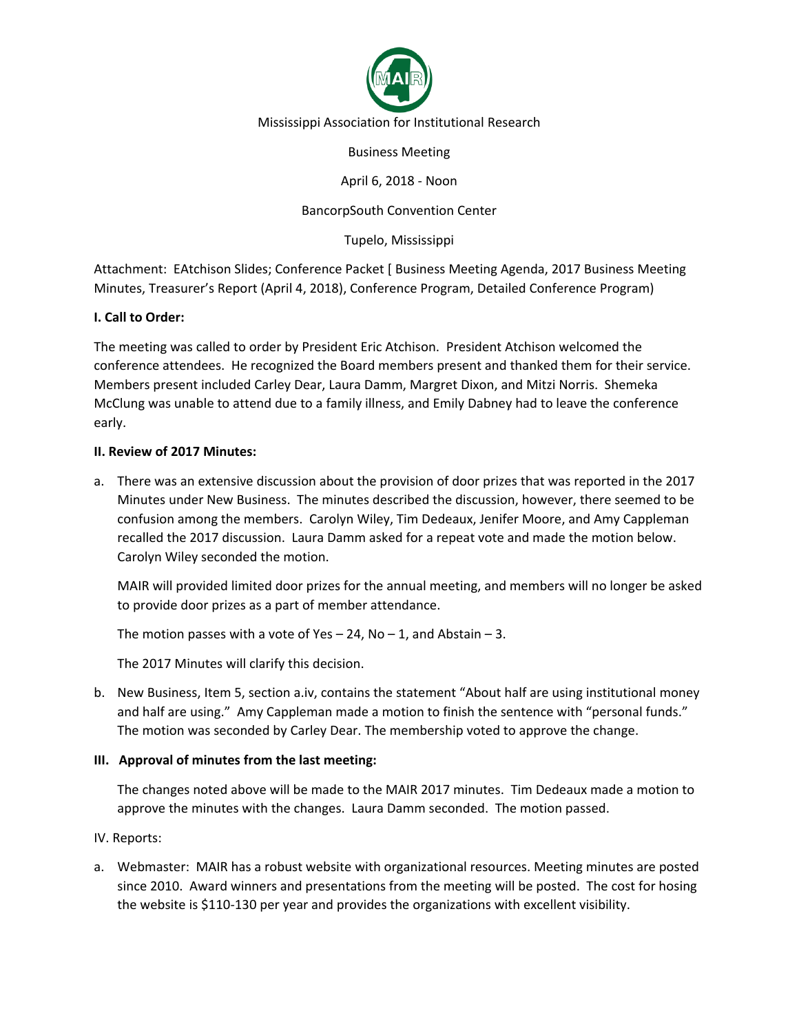Mississippi Association for Institutional Research

Business Meeting

April 6, 2018 - Noon

BancorpSouth Convention Center

Tupelo, Mississippi

Attachment: EAtchison Slides; Conference Packet [ Business Meeting Agenda, 2017 Business Meeting Minutes, Treasurer's Report (April 4, 2018), Conference Program, Detailed Conference Program)

**I. Call to Order:**

The meeting was called to order by President Eric Atchison. President Atchison welcomed the conference attendees. He recognized the Board members present and thanked them for their service. Members present included Carley Dear, Laura Damm, Margret Dixon, and Mitzi Norris. Shemeka McClung was unable to attend due to a family illness, and Emily Dabney had to leave the conference early.

**II. Review of 2017 Minutes:**

a. There was an extensive discussion about the provision of door prizes that was reported in the 2017 Minutes under New Business. The minutes described the discussion, however, there seemed to be confusion among the members. Carolyn Wiley, Tim Dedeaux, Jenifer Moore, and Amy Cappleman recalled the 2017 discussion. Laura Damm asked for a repeat vote and made the motion below. Carolyn Wiley seconded the motion.

   MAIR will provided limited door prizes for the annual meeting, and members will no longer be asked to provide door prizes as a part of member attendance.

   The motion passes with a vote of Yes – 24, No – 1, and Abstain – 3.

   The 2017 Minutes will clarify this decision.

b. New Business, Item 5, section a.iv, contains the statement "About half are using institutional money and half are using." Amy Cappleman made a motion to finish the sentence with "personal funds." The motion was seconded by Carley Dear. The membership voted to approve the change.

**III. Approval of minutes from the last meeting:**

The changes noted above will be made to the MAIR 2017 minutes. Tim Dedeaux made a motion to approve the minutes with the changes. Laura Damm seconded. The motion passed.

IV. Reports:

a. Webmaster: MAIR has a robust website with organizational resources. Meeting minutes are posted since 2010. Award winners and presentations from the meeting will be posted. The cost for hosing the website is $110-130 per year and provides the organizations with excellent visibility.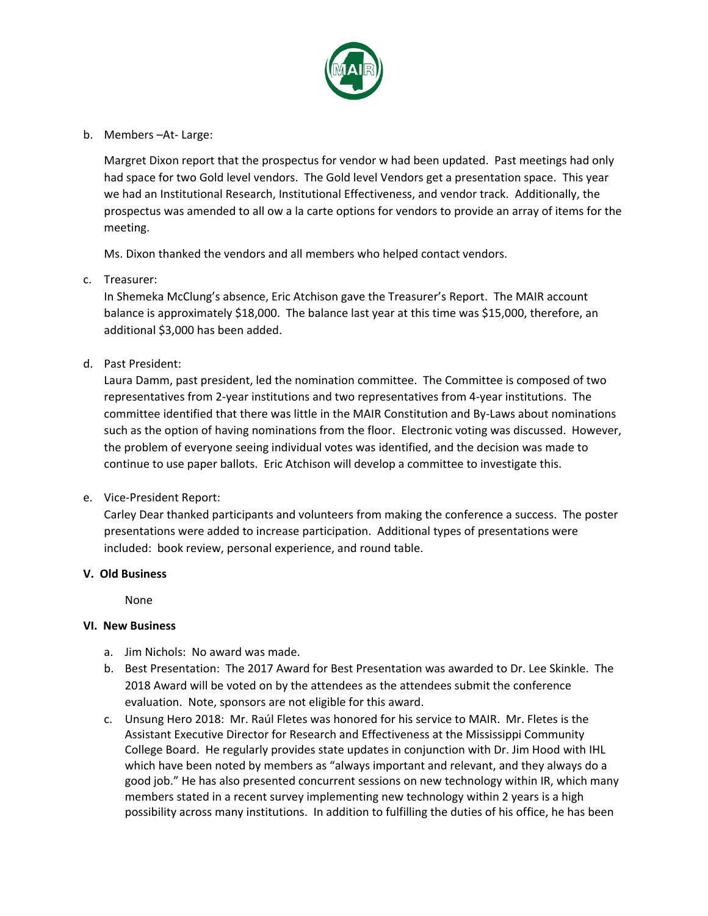b. Members –At- Large:

   Margret Dixon report that the prospectus for vendor w had been updated. Past meetings had only had space for two Gold level vendors. The Gold level Vendors get a presentation space. This year we had an Institutional Research, Institutional Effectiveness, and vendor track. Additionally, the prospectus was amended to all ow a la carte options for vendors to provide an array of items for the meeting.

   Ms. Dixon thanked the vendors and all members who helped contact vendors.

c. Treasurer:
   In Shemeka McClung's absence, Eric Atchison gave the Treasurer's Report. The MAIR account balance is approximately $18,000. The balance last year at this time was $15,000, therefore, an additional $3,000 has been added.

d. Past President:
   Laura Damm, past president, led the nomination committee. The Committee is composed of two representatives from 2-year institutions and two representatives from 4-year institutions. The committee identified that there was little in the MAIR Constitution and By-Laws about nominations such as the option of having nominations from the floor. Electronic voting was discussed. However, the problem of everyone seeing individual votes was identified, and the decision was made to continue to use paper ballots. Eric Atchison will develop a committee to investigate this.

e. Vice-President Report:
   Carley Dear thanked participants and volunteers from making the conference a success. The poster presentations were added to increase participation. Additional types of presentations were included: book review, personal experience, and round table.

**V. Old Business**

None

**VI. New Business**

a. Jim Nichols: No award was made.
b. Best Presentation: The 2017 Award for Best Presentation was awarded to Dr. Lee Skinkle. The 2018 Award will be voted on by the attendees as the attendees submit the conference evaluation. Note, sponsors are not eligible for this award.
c. Unsung Hero 2018: Mr. Raúl Fletes was honored for his service to MAIR. Mr. Fletes is the Assistant Executive Director for Research and Effectiveness at the Mississippi Community College Board. He regularly provides state updates in conjunction with Dr. Jim Hood with IHL which have been noted by members as "always important and relevant, and they always do a good job." He has also presented concurrent sessions on new technology within IR, which many members stated in a recent survey implementing new technology within 2 years is a high possibility across many institutions. In addition to fulfilling the duties of his office, he has been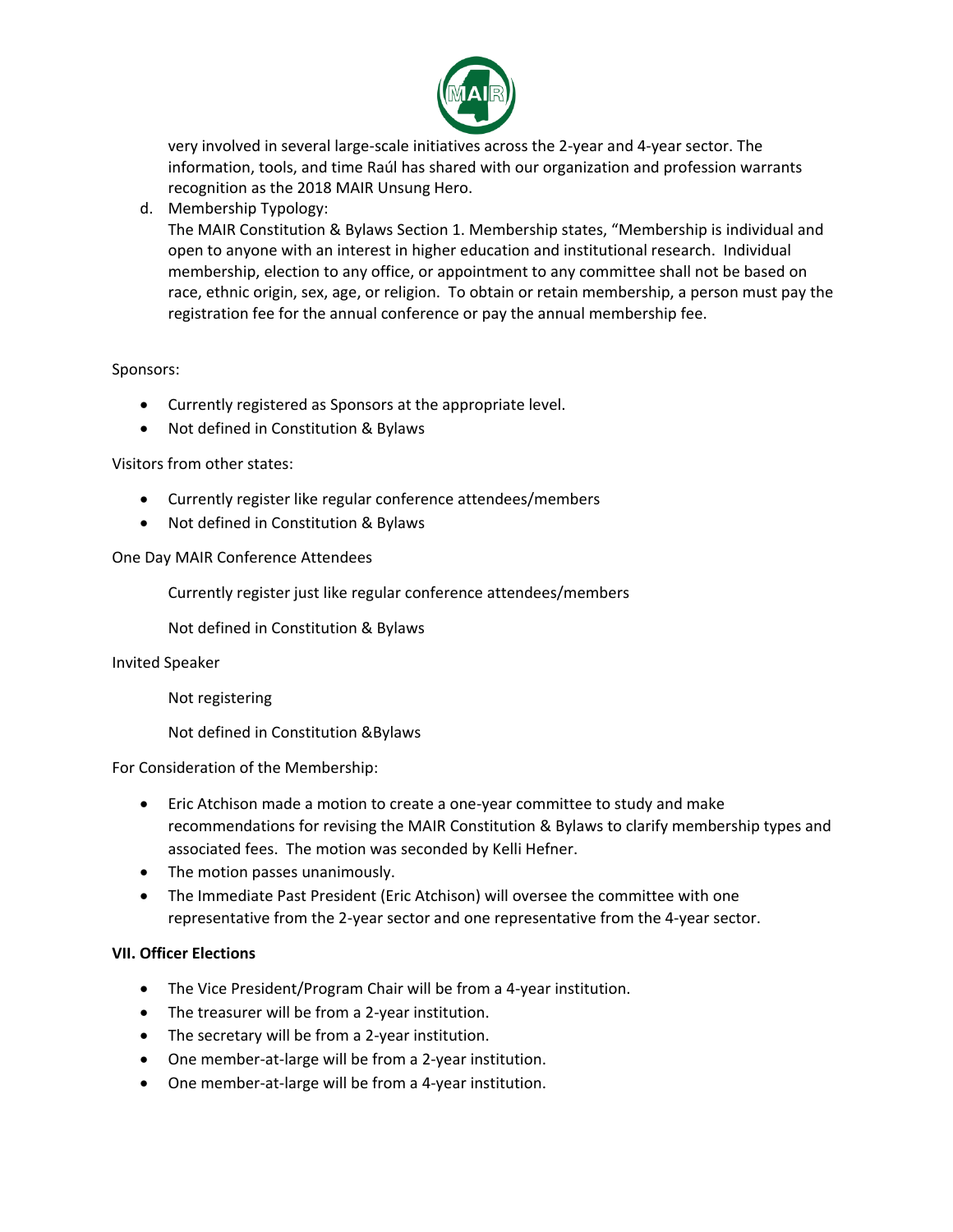very involved in several large-scale initiatives across the 2-year and 4-year sector. The information, tools, and time Raúl has shared with our organization and profession warrants recognition as the 2018 MAIR Unsung Hero.

d. Membership Typology:
   The MAIR Constitution & Bylaws Section 1. Membership states, "Membership is individual and open to anyone with an interest in higher education and institutional research. Individual membership, election to any office, or appointment to any committee shall not be based on race, ethnic origin, sex, age, or religion. To obtain or retain membership, a person must pay the registration fee for the annual conference or pay the annual membership fee.

Sponsors:

- Currently registered as Sponsors at the appropriate level.
- Not defined in Constitution & Bylaws

Visitors from other states:

- Currently register like regular conference attendees/members
- Not defined in Constitution & Bylaws

One Day MAIR Conference Attendees

Currently register just like regular conference attendees/members

Not defined in Constitution & Bylaws

Invited Speaker

Not registering

Not defined in Constitution &Bylaws

For Consideration of the Membership:

- Eric Atchison made a motion to create a one-year committee to study and make recommendations for revising the MAIR Constitution & Bylaws to clarify membership types and associated fees. The motion was seconded by Kelli Hefner.
- The motion passes unanimously.
- The Immediate Past President (Eric Atchison) will oversee the committee with one representative from the 2-year sector and one representative from the 4-year sector.

**VII. Officer Elections**

- The Vice President/Program Chair will be from a 4-year institution.
- The treasurer will be from a 2-year institution.
- The secretary will be from a 2-year institution.
- One member-at-large will be from a 2-year institution.
- One member-at-large will be from a 4-year institution.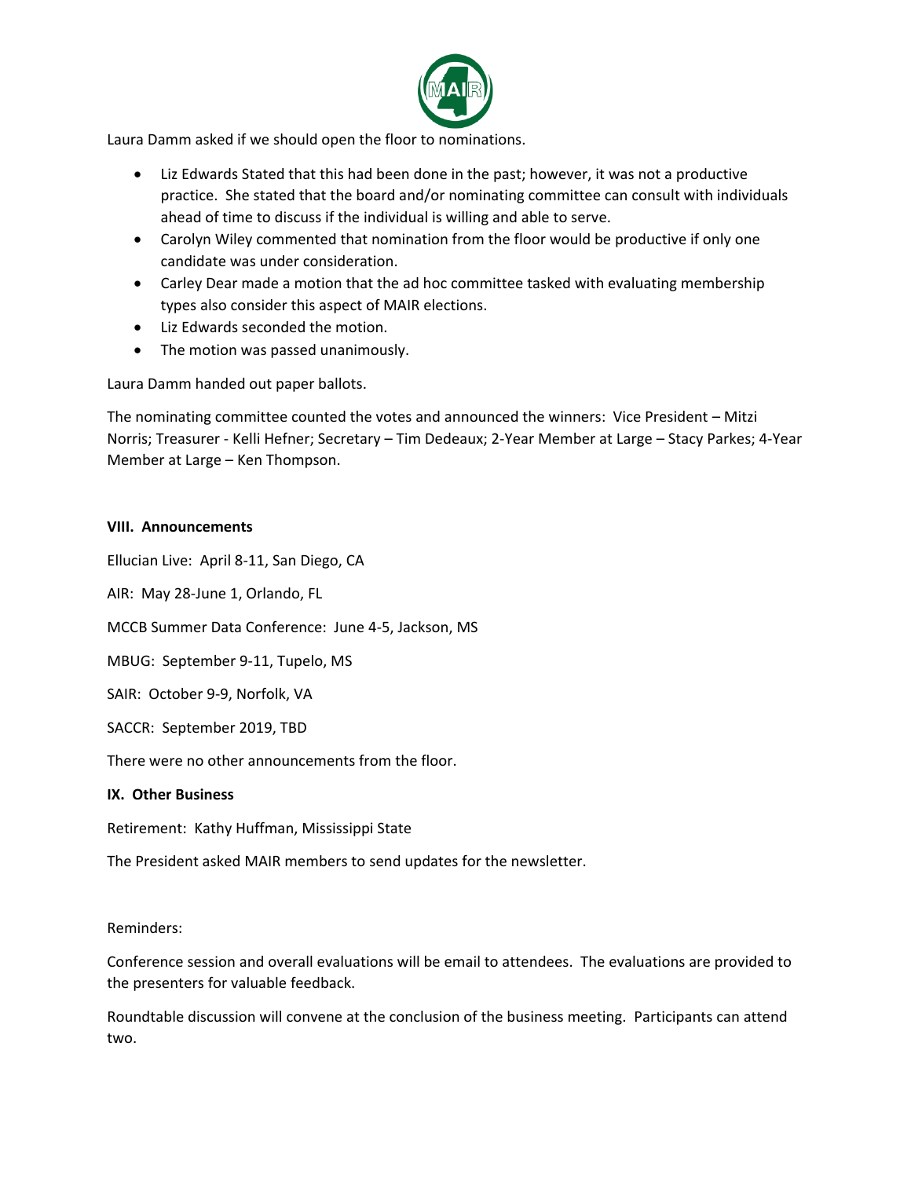Laura Damm asked if we should open the floor to nominations.

- Liz Edwards Stated that this had been done in the past; however, it was not a productive practice. She stated that the board and/or nominating committee can consult with individuals ahead of time to discuss if the individual is willing and able to serve.
- Carolyn Wiley commented that nomination from the floor would be productive if only one candidate was under consideration.
- Carley Dear made a motion that the ad hoc committee tasked with evaluating membership types also consider this aspect of MAIR elections.
- Liz Edwards seconded the motion.
- The motion was passed unanimously.

Laura Damm handed out paper ballots.

The nominating committee counted the votes and announced the winners: Vice President – Mitzi Norris; Treasurer - Kelli Hefner; Secretary – Tim Dedeaux; 2-Year Member at Large – Stacy Parkes; 4-Year Member at Large – Ken Thompson.

**VIII. Announcements**

Ellucian Live: April 8-11, San Diego, CA

AIR: May 28-June 1, Orlando, FL

MCCB Summer Data Conference: June 4-5, Jackson, MS

MBUG: September 9-11, Tupelo, MS

SAIR: October 9-9, Norfolk, VA

SACCR: September 2019, TBD

There were no other announcements from the floor.

**IX. Other Business**

Retirement: Kathy Huffman, Mississippi State

The President asked MAIR members to send updates for the newsletter.

Reminders:

Conference session and overall evaluations will be email to attendees. The evaluations are provided to the presenters for valuable feedback.

Roundtable discussion will convene at the conclusion of the business meeting. Participants can attend two.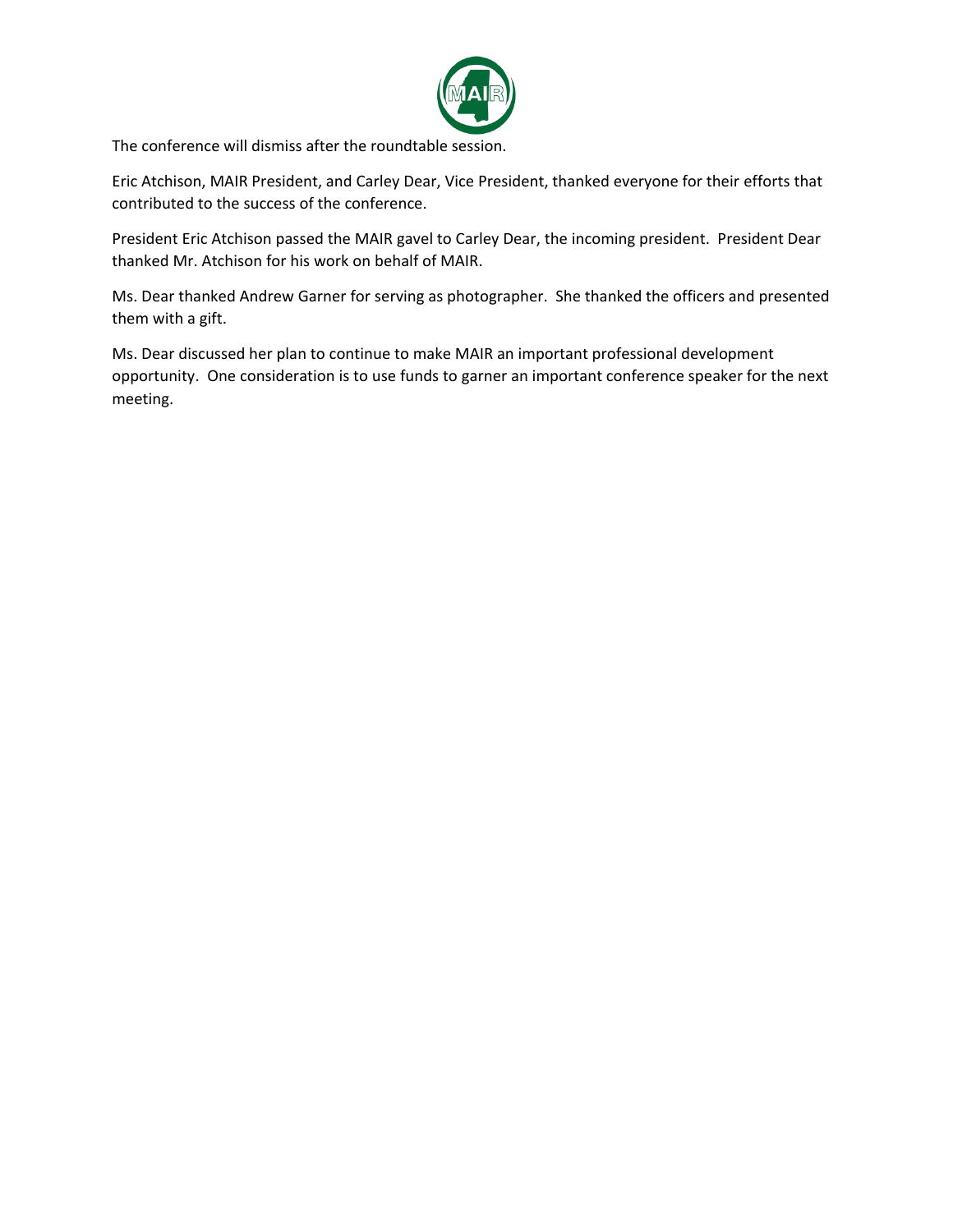The conference will dismiss after the roundtable session.

Eric Atchison, MAIR President, and Carley Dear, Vice President, thanked everyone for their efforts that contributed to the success of the conference.

President Eric Atchison passed the MAIR gavel to Carley Dear, the incoming president. President Dear thanked Mr. Atchison for his work on behalf of MAIR.

Ms. Dear thanked Andrew Garner for serving as photographer. She thanked the officers and presented them with a gift.

Ms. Dear discussed her plan to continue to make MAIR an important professional development opportunity. One consideration is to use funds to garner an important conference speaker for the next meeting.